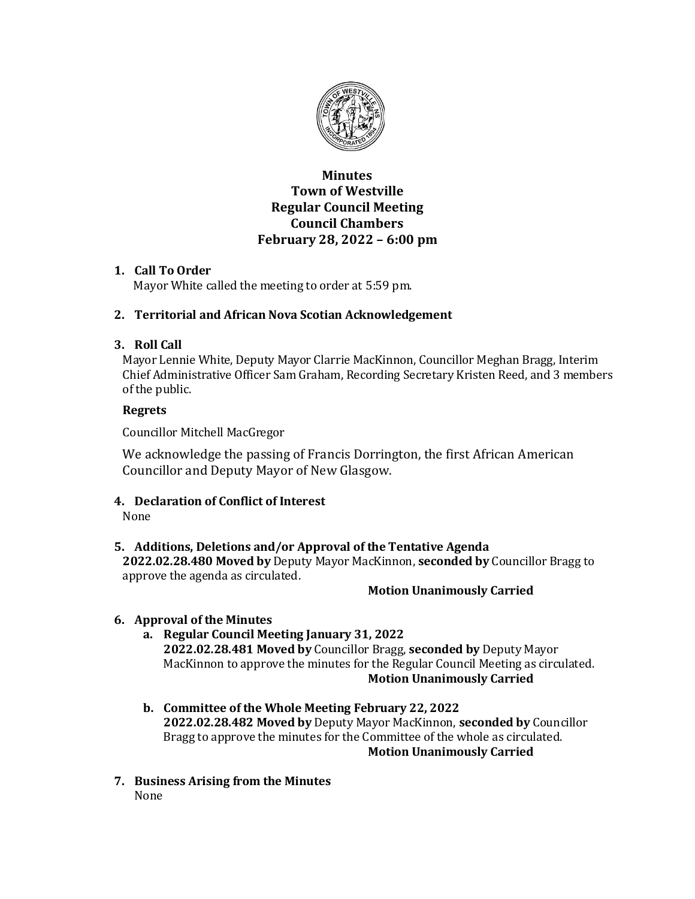# Minutes
# Town of Westville
# Regular Council Meeting
# Council Chambers
# February 28, 2022 – 6:00 pm

1. **Call To Order**

   Mayor White called the meeting to order at 5:59 pm.

2. **Territorial and African Nova Scotian Acknowledgement**

3. **Roll Call**

   Mayor Lennie White, Deputy Mayor Clarrie MacKinnon, Councillor Meghan Bragg, Interim Chief Administrative Officer Sam Graham, Recording Secretary Kristen Reed, and 3 members of the public.

   **Regrets**

   Councillor Mitchell MacGregor

   We acknowledge the passing of Francis Dorrington, the first African American Councillor and Deputy Mayor of New Glasgow.

4. **Declaration of Conflict of Interest**

   None

5. **Additions, Deletions and/or Approval of the Tentative Agenda**

   **2022.02.28.480 Moved by** Deputy Mayor MacKinnon, **seconded by** Councillor Bragg to approve the agenda as circulated.

   **Motion Unanimously Carried**

6. **Approval of the Minutes**

   a. **Regular Council Meeting January 31, 2022**

      **2022.02.28.481 Moved by** Councillor Bragg, **seconded by** Deputy Mayor MacKinnon to approve the minutes for the Regular Council Meeting as circulated.

      **Motion Unanimously Carried**

   b. **Committee of the Whole Meeting February 22, 2022**

      **2022.02.28.482 Moved by** Deputy Mayor MacKinnon, **seconded by** Councillor Bragg to approve the minutes for the Committee of the whole as circulated.

      **Motion Unanimously Carried**

7. **Business Arising from the Minutes**

   None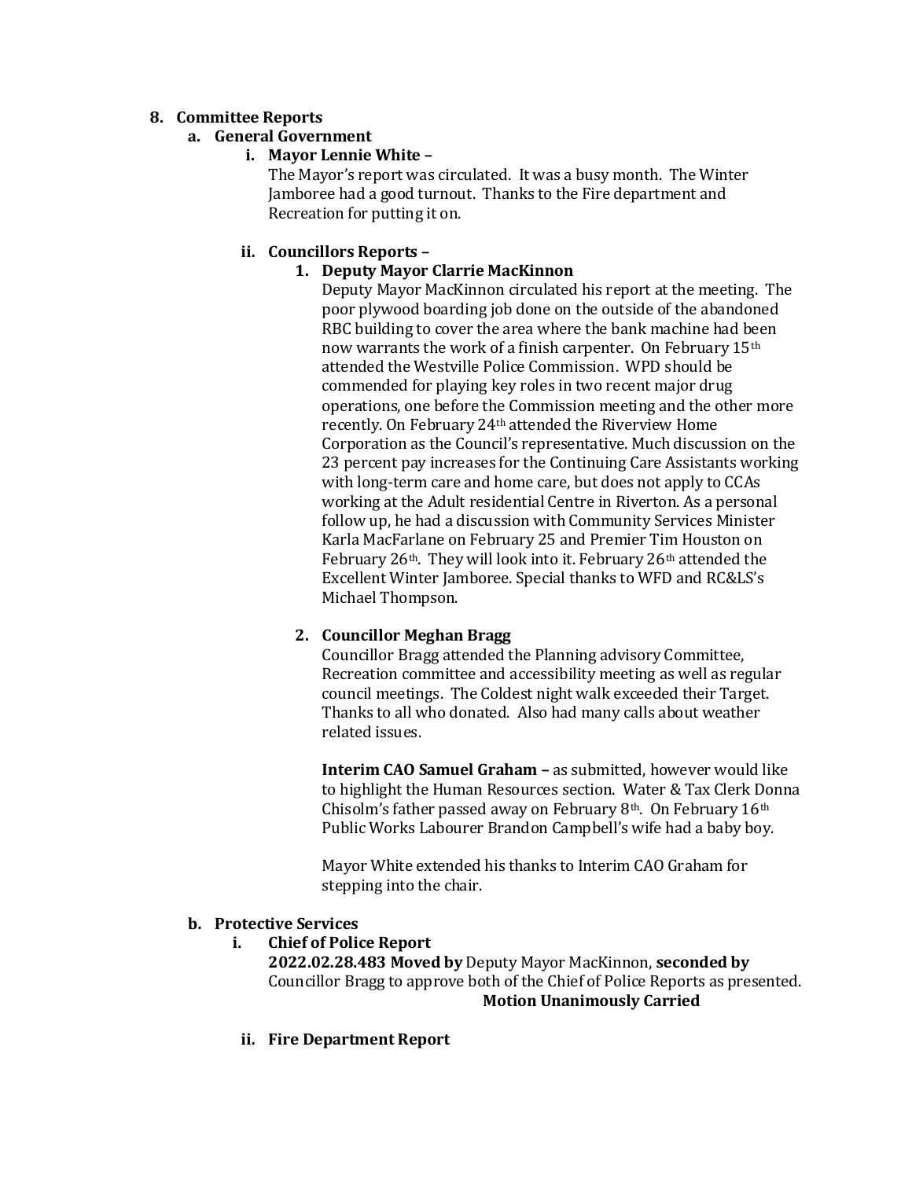8. **Committee Reports**
   a. **General Government**
      i. **Mayor Lennie White –**
      The Mayor's report was circulated. It was a busy month. The Winter Jamboree had a good turnout. Thanks to the Fire department and Recreation for putting it on.

      ii. **Councillors Reports –**
         1. **Deputy Mayor Clarrie MacKinnon**
         Deputy Mayor MacKinnon circulated his report at the meeting. The poor plywood boarding job done on the outside of the abandoned RBC building to cover the area where the bank machine had been now warrants the work of a finish carpenter. On February 15th attended the Westville Police Commission. WPD should be commended for playing key roles in two recent major drug operations, one before the Commission meeting and the other more recently. On February 24th attended the Riverview Home Corporation as the Council's representative. Much discussion on the 23 percent pay increases for the Continuing Care Assistants working with long-term care and home care, but does not apply to CCAs working at the Adult residential Centre in Riverton. As a personal follow up, he had a discussion with Community Services Minister Karla MacFarlane on February 25 and Premier Tim Houston on February 26th. They will look into it. February 26th attended the Excellent Winter Jamboree. Special thanks to WFD and RC&LS's Michael Thompson.

         2. **Councillor Meghan Bragg**
         Councillor Bragg attended the Planning advisory Committee, Recreation committee and accessibility meeting as well as regular council meetings. The Coldest night walk exceeded their Target. Thanks to all who donated. Also had many calls about weather related issues.

         **Interim CAO Samuel Graham –** as submitted, however would like to highlight the Human Resources section. Water & Tax Clerk Donna Chisolm's father passed away on February 8th. On February 16th Public Works Labourer Brandon Campbell's wife had a baby boy.

         Mayor White extended his thanks to Interim CAO Graham for stepping into the chair.

   b. **Protective Services**
      i. **Chief of Police Report**
      **2022.02.28.483 Moved by** Deputy Mayor MacKinnon, **seconded by** Councillor Bragg to approve both of the Chief of Police Reports as presented.
      **Motion Unanimously Carried**

      ii. **Fire Department Report**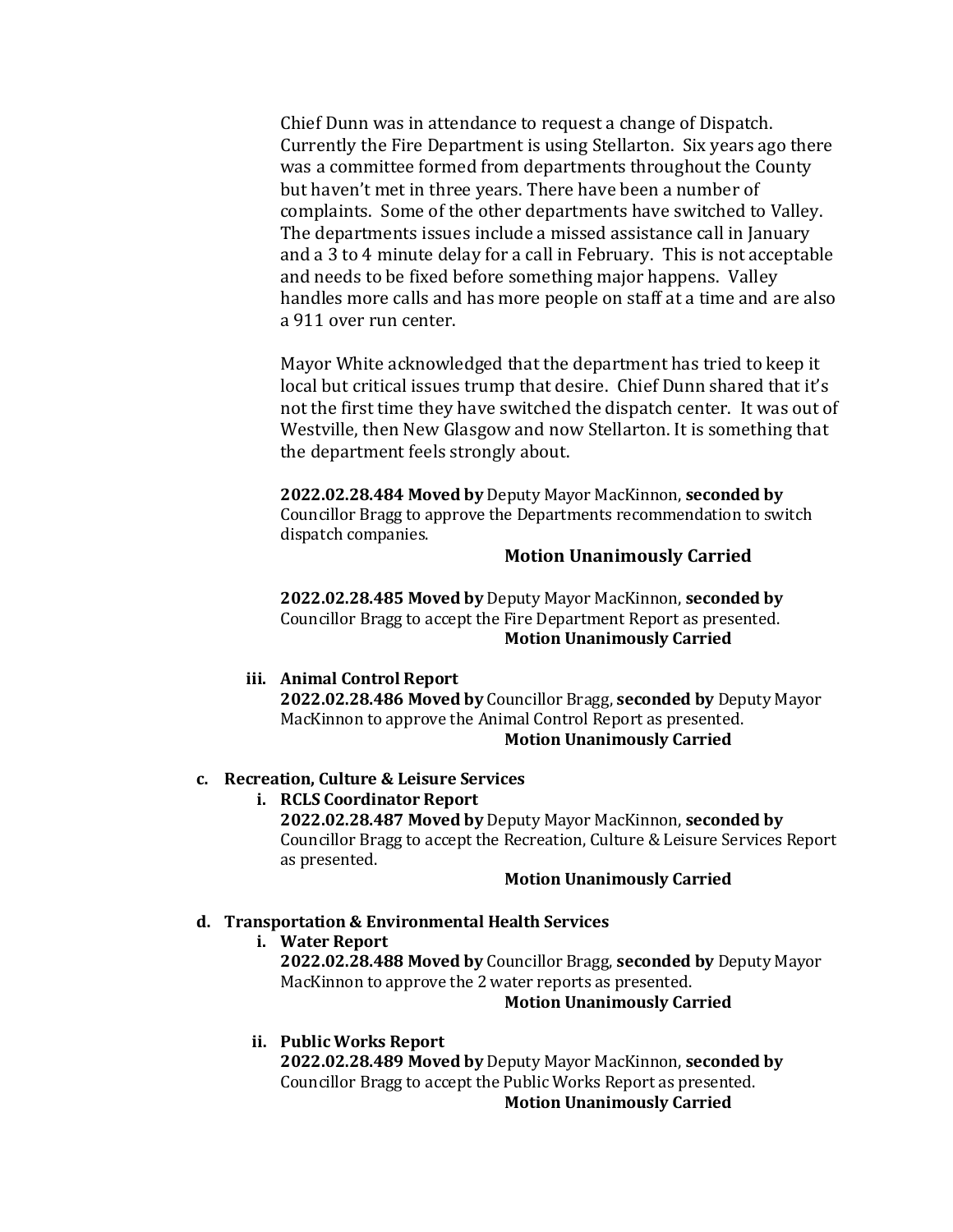Chief Dunn was in attendance to request a change of Dispatch. Currently the Fire Department is using Stellarton. Six years ago there was a committee formed from departments throughout the County but haven't met in three years. There have been a number of complaints. Some of the other departments have switched to Valley. The departments issues include a missed assistance call in January and a 3 to 4 minute delay for a call in February. This is not acceptable and needs to be fixed before something major happens. Valley handles more calls and has more people on staff at a time and are also a 911 over run center.

Mayor White acknowledged that the department has tried to keep it local but critical issues trump that desire. Chief Dunn shared that it's not the first time they have switched the dispatch center. It was out of Westville, then New Glasgow and now Stellarton. It is something that the department feels strongly about.

**2022.02.28.484 Moved by** Deputy Mayor MacKinnon, **seconded by** Councillor Bragg to approve the Departments recommendation to switch dispatch companies.

**Motion Unanimously Carried**

**2022.02.28.485 Moved by** Deputy Mayor MacKinnon, **seconded by** Councillor Bragg to accept the Fire Department Report as presented.

**Motion Unanimously Carried**

iii. **Animal Control Report**

**2022.02.28.486 Moved by** Councillor Bragg, **seconded by** Deputy Mayor MacKinnon to approve the Animal Control Report as presented.

**Motion Unanimously Carried**

c. **Recreation, Culture & Leisure Services**

i. **RCLS Coordinator Report**

**2022.02.28.487 Moved by** Deputy Mayor MacKinnon, **seconded by** Councillor Bragg to accept the Recreation, Culture & Leisure Services Report as presented.

**Motion Unanimously Carried**

d. **Transportation & Environmental Health Services**

i. **Water Report**

**2022.02.28.488 Moved by** Councillor Bragg, **seconded by** Deputy Mayor MacKinnon to approve the 2 water reports as presented.

**Motion Unanimously Carried**

ii. **Public Works Report**

**2022.02.28.489 Moved by** Deputy Mayor MacKinnon, **seconded by** Councillor Bragg to accept the Public Works Report as presented.

**Motion Unanimously Carried**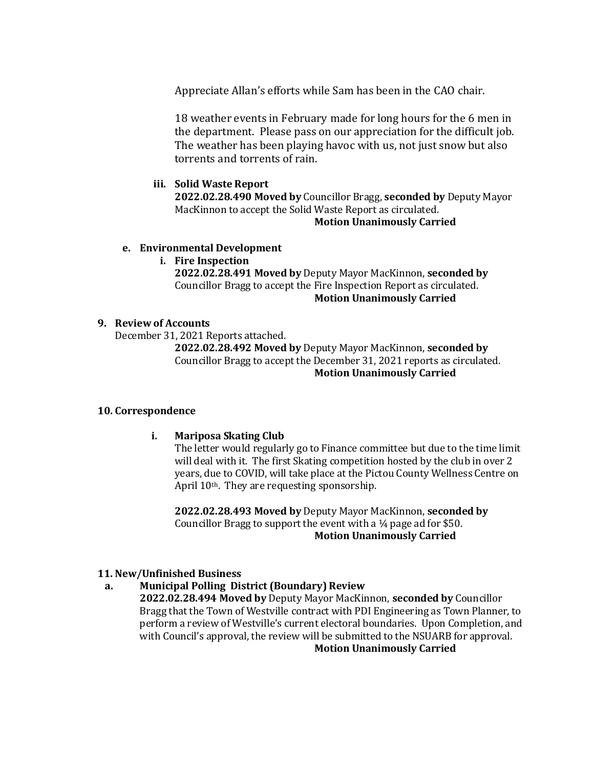Appreciate Allan's efforts while Sam has been in the CAO chair.

18 weather events in February made for long hours for the 6 men in the department. Please pass on our appreciation for the difficult job. The weather has been playing havoc with us, not just snow but also torrents and torrents of rain.

**iii. Solid Waste Report**

**2022.02.28.490 Moved by** Councillor Bragg, **seconded by** Deputy Mayor MacKinnon to accept the Solid Waste Report as circulated.

**Motion Unanimously Carried**

**e. Environmental Development**

**i. Fire Inspection**

**2022.02.28.491 Moved by** Deputy Mayor MacKinnon, **seconded by** Councillor Bragg to accept the Fire Inspection Report as circulated.

**Motion Unanimously Carried**

**9. Review of Accounts**

December 31, 2021 Reports attached.

**2022.02.28.492 Moved by** Deputy Mayor MacKinnon, **seconded by** Councillor Bragg to accept the December 31, 2021 reports as circulated.

**Motion Unanimously Carried**

**10. Correspondence**

**i. Mariposa Skating Club**

The letter would regularly go to Finance committee but due to the time limit will deal with it. The first Skating competition hosted by the club in over 2 years, due to COVID, will take place at the Pictou County Wellness Centre on April 10th. They are requesting sponsorship.

**2022.02.28.493 Moved by** Deputy Mayor MacKinnon, **seconded by** Councillor Bragg to support the event with a ¼ page ad for $50.

**Motion Unanimously Carried**

**11. New/Unfinished Business**

**a. Municipal Polling District (Boundary) Review**

**2022.02.28.494 Moved by** Deputy Mayor MacKinnon, **seconded by** Councillor Bragg that the Town of Westville contract with PDI Engineering as Town Planner, to perform a review of Westville's current electoral boundaries. Upon Completion, and with Council's approval, the review will be submitted to the NSUARB for approval.

**Motion Unanimously Carried**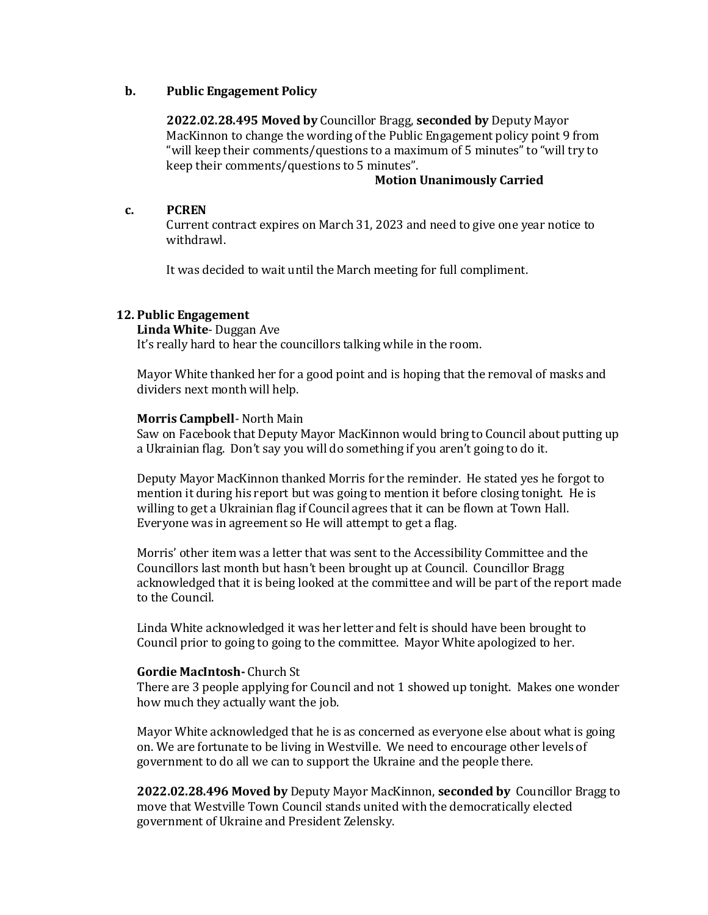**b. Public Engagement Policy**

**2022.02.28.495 Moved by** Councillor Bragg, **seconded by** Deputy Mayor MacKinnon to change the wording of the Public Engagement policy point 9 from "will keep their comments/questions to a maximum of 5 minutes" to "will try to keep their comments/questions to 5 minutes".

**Motion Unanimously Carried**

**c. PCREN**

Current contract expires on March 31, 2023 and need to give one year notice to withdrawl.

It was decided to wait until the March meeting for full compliment.

**12. Public Engagement**

**Linda White**- Duggan Ave

It's really hard to hear the councillors talking while in the room.

Mayor White thanked her for a good point and is hoping that the removal of masks and dividers next month will help.

**Morris Campbell**- North Main

Saw on Facebook that Deputy Mayor MacKinnon would bring to Council about putting up a Ukrainian flag. Don't say you will do something if you aren't going to do it.

Deputy Mayor MacKinnon thanked Morris for the reminder. He stated yes he forgot to mention it during his report but was going to mention it before closing tonight. He is willing to get a Ukrainian flag if Council agrees that it can be flown at Town Hall. Everyone was in agreement so He will attempt to get a flag.

Morris' other item was a letter that was sent to the Accessibility Committee and the Councillors last month but hasn't been brought up at Council. Councillor Bragg acknowledged that it is being looked at the committee and will be part of the report made to the Council.

Linda White acknowledged it was her letter and felt is should have been brought to Council prior to going to going to the committee. Mayor White apologized to her.

**Gordie MacIntosh-** Church St

There are 3 people applying for Council and not 1 showed up tonight. Makes one wonder how much they actually want the job.

Mayor White acknowledged that he is as concerned as everyone else about what is going on. We are fortunate to be living in Westville. We need to encourage other levels of government to do all we can to support the Ukraine and the people there.

**2022.02.28.496 Moved by** Deputy Mayor MacKinnon, **seconded by** Councillor Bragg to move that Westville Town Council stands united with the democratically elected government of Ukraine and President Zelensky.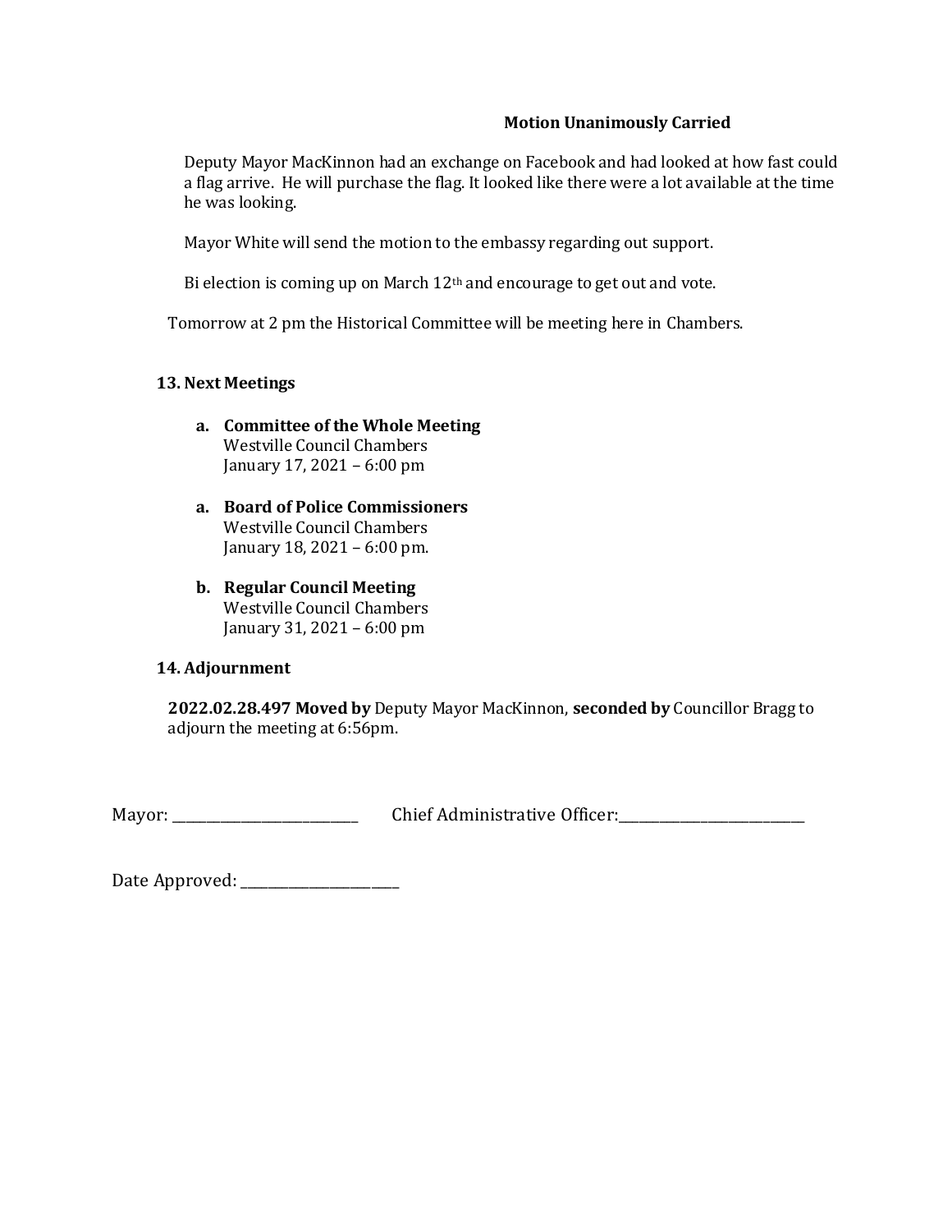**Motion Unanimously Carried**

Deputy Mayor MacKinnon had an exchange on Facebook and had looked at how fast could a flag arrive. He will purchase the flag. It looked like there were a lot available at the time he was looking.

Mayor White will send the motion to the embassy regarding out support.

Bi election is coming up on March 12th and encourage to get out and vote.

Tomorrow at 2 pm the Historical Committee will be meeting here in Chambers.

## 13. Next Meetings

a. **Committee of the Whole Meeting**
   Westville Council Chambers
   January 17, 2021 – 6:00 pm

a. **Board of Police Commissioners**
   Westville Council Chambers
   January 18, 2021 – 6:00 pm.

b. **Regular Council Meeting**
   Westville Council Chambers
   January 31, 2021 – 6:00 pm

## 14. Adjournment

**2022.02.28.497 Moved by** Deputy Mayor MacKinnon, **seconded by** Councillor Bragg to adjourn the meeting at 6:56pm.

Mayor: ___________________________ Chief Administrative Officer:___________________________

Date Approved: _______________________